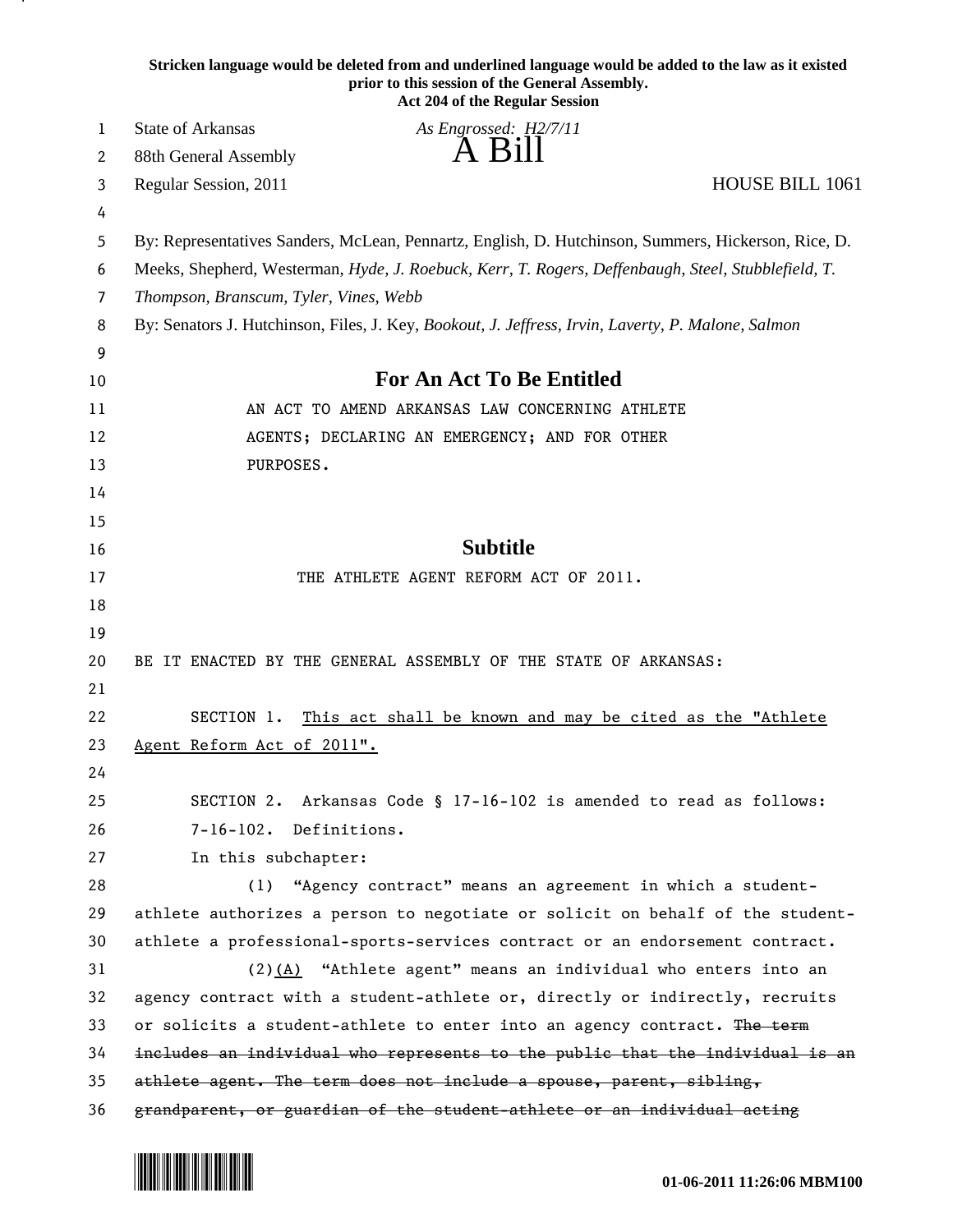**Stricken language would be deleted from and underlined language would be added to the law as it existed prior to this session of the General Assembly.**
**Act 204 of the Regular Session**

State of Arkansas
88th General Assembly
Regular Session, 2011

*As Engrossed: H2/7/11*

# A Bill

HOUSE BILL 1061

By: Representatives Sanders, McLean, Pennartz, English, D. Hutchinson, Summers, Hickerson, Rice, D. Meeks, Shepherd, Westerman, *Hyde, J. Roebuck, Kerr, T. Rogers, Deffenbaugh, Steel, Stubblefield, T. Thompson, Branscum, Tyler, Vines, Webb*

By: Senators J. Hutchinson, Files, J. Key, *Bookout, J. Jeffress, Irvin, Laverty, P. Malone, Salmon*

## For An Act To Be Entitled

AN ACT TO AMEND ARKANSAS LAW CONCERNING ATHLETE AGENTS; DECLARING AN EMERGENCY; AND FOR OTHER PURPOSES.

## Subtitle

THE ATHLETE AGENT REFORM ACT OF 2011.

BE IT ENACTED BY THE GENERAL ASSEMBLY OF THE STATE OF ARKANSAS:

SECTION 1. <u>This act shall be known and may be cited as the "Athlete Agent Reform Act of 2011".</u>

SECTION 2. Arkansas Code § 17-16-102 is amended to read as follows:

7-16-102. Definitions.

In this subchapter:

(1) "Agency contract" means an agreement in which a student-athlete authorizes a person to negotiate or solicit on behalf of the student-athlete a professional-sports-services contract or an endorsement contract.

(2)<u>(A)</u> "Athlete agent" means an individual who enters into an agency contract with a student-athlete or, directly or indirectly, recruits or solicits a student-athlete to enter into an agency contract. ~~The term includes an individual who represents to the public that the individual is an athlete agent. The term does not include a spouse, parent, sibling, grandparent, or guardian of the student-athlete or an individual acting~~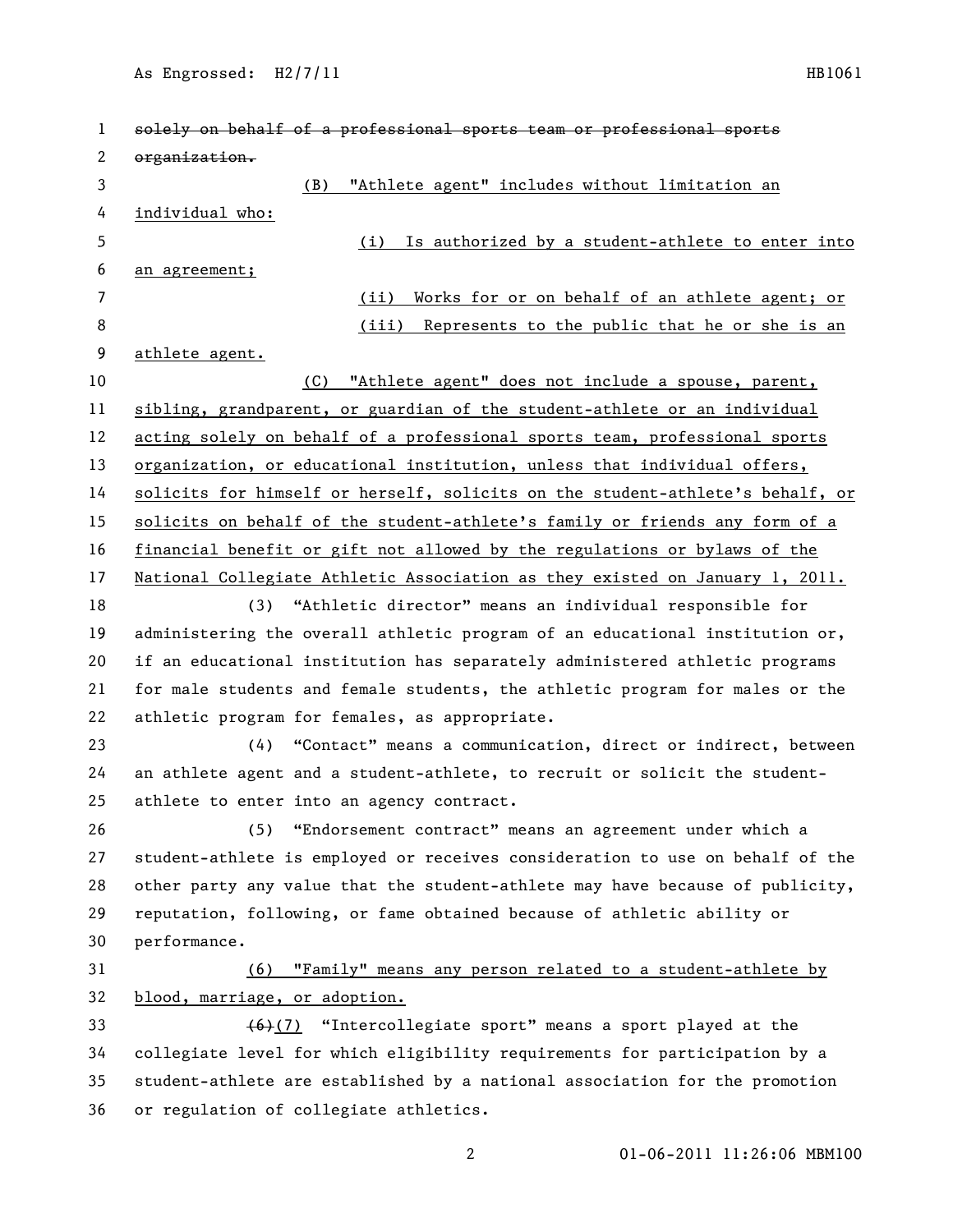~~solely on behalf of a professional sports team or professional sports organization.~~

(B) "Athlete agent" includes without limitation an individual who:

(i) Is authorized by a student-athlete to enter into an agreement;

(ii) Works for or on behalf of an athlete agent; or

(iii) Represents to the public that he or she is an athlete agent.

(C) "Athlete agent" does not include a spouse, parent, sibling, grandparent, or guardian of the student-athlete or an individual acting solely on behalf of a professional sports team, professional sports organization, or educational institution, unless that individual offers, solicits for himself or herself, solicits on the student-athlete's behalf, or solicits on behalf of the student-athlete's family or friends any form of a financial benefit or gift not allowed by the regulations or bylaws of the National Collegiate Athletic Association as they existed on January 1, 2011.

(3) "Athletic director" means an individual responsible for administering the overall athletic program of an educational institution or, if an educational institution has separately administered athletic programs for male students and female students, the athletic program for males or the athletic program for females, as appropriate.

(4) "Contact" means a communication, direct or indirect, between an athlete agent and a student-athlete, to recruit or solicit the student-athlete to enter into an agency contract.

(5) "Endorsement contract" means an agreement under which a student-athlete is employed or receives consideration to use on behalf of the other party any value that the student-athlete may have because of publicity, reputation, following, or fame obtained because of athletic ability or performance.

(6) "Family" means any person related to a student-athlete by blood, marriage, or adoption.

~~(6)~~(7) "Intercollegiate sport" means a sport played at the collegiate level for which eligibility requirements for participation by a student-athlete are established by a national association for the promotion or regulation of collegiate athletics.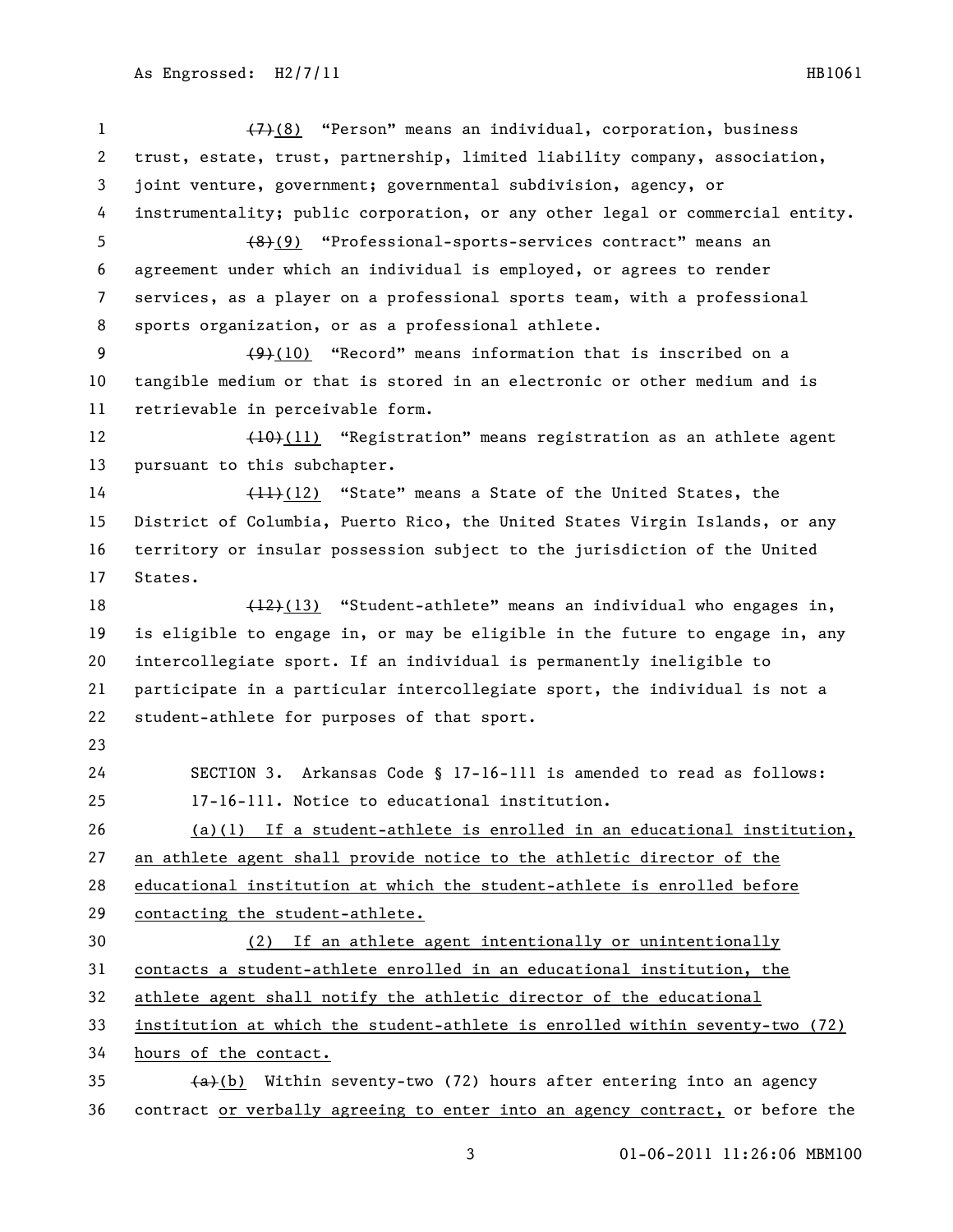~~(7)~~(8) "Person" means an individual, corporation, business trust, estate, trust, partnership, limited liability company, association, joint venture, government; governmental subdivision, agency, or instrumentality; public corporation, or any other legal or commercial entity.

~~(8)~~(9) "Professional-sports-services contract" means an agreement under which an individual is employed, or agrees to render services, as a player on a professional sports team, with a professional sports organization, or as a professional athlete.

~~(9)~~(10) "Record" means information that is inscribed on a tangible medium or that is stored in an electronic or other medium and is retrievable in perceivable form.

~~(10)~~(11) "Registration" means registration as an athlete agent pursuant to this subchapter.

~~(11)~~(12) "State" means a State of the United States, the District of Columbia, Puerto Rico, the United States Virgin Islands, or any territory or insular possession subject to the jurisdiction of the United States.

~~(12)~~(13) "Student-athlete" means an individual who engages in, is eligible to engage in, or may be eligible in the future to engage in, any intercollegiate sport. If an individual is permanently ineligible to participate in a particular intercollegiate sport, the individual is not a student-athlete for purposes of that sport.

SECTION 3. Arkansas Code § 17-16-111 is amended to read as follows:

17-16-111. Notice to educational institution.

<u>(a)(1) If a student-athlete is enrolled in an educational institution, an athlete agent shall provide notice to the athletic director of the educational institution at which the student-athlete is enrolled before contacting the student-athlete.</u>

<u>(2) If an athlete agent intentionally or unintentionally contacts a student-athlete enrolled in an educational institution, the athlete agent shall notify the athletic director of the educational institution at which the student-athlete is enrolled within seventy-two (72) hours of the contact.</u>

~~(a)~~<u>(b)</u> Within seventy-two (72) hours after entering into an agency contract <u>or verbally agreeing to enter into an agency contract,</u> or before the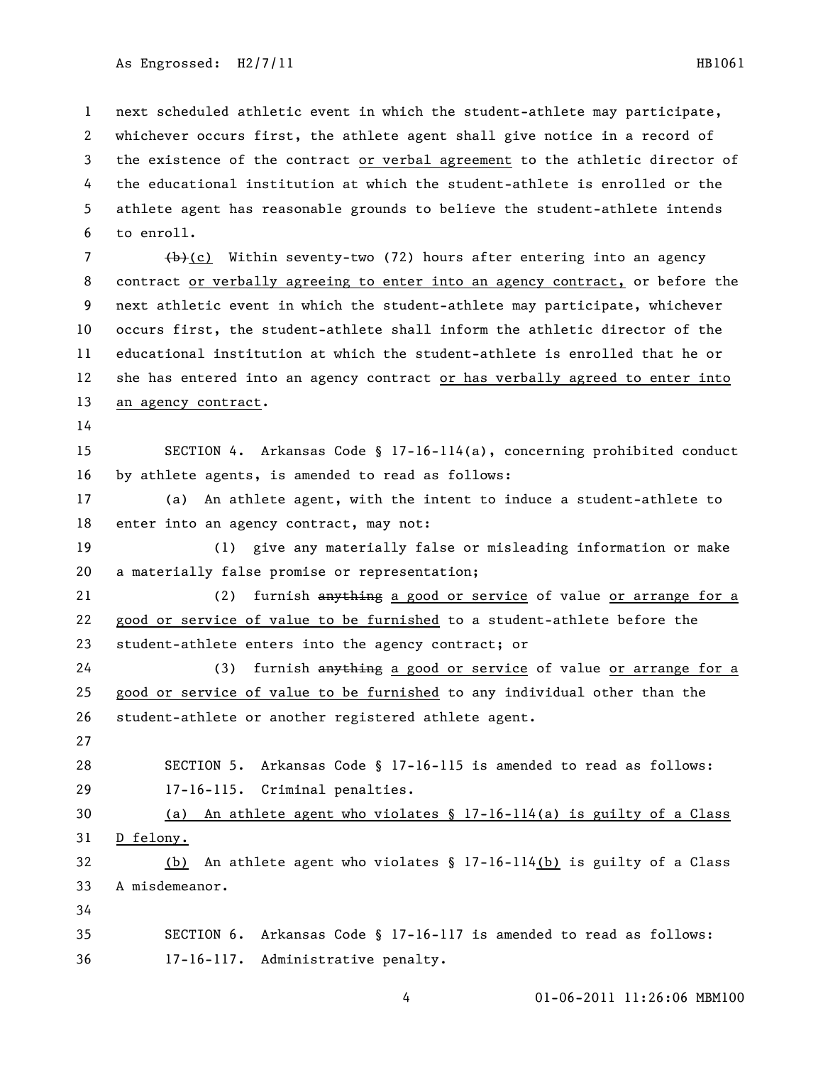next scheduled athletic event in which the student-athlete may participate, whichever occurs first, the athlete agent shall give notice in a record of the existence of the contract <u>or verbal agreement</u> to the athletic director of the educational institution at which the student-athlete is enrolled or the athlete agent has reasonable grounds to believe the student-athlete intends to enroll.

~~(b)~~<u>(c)</u> Within seventy-two (72) hours after entering into an agency contract <u>or verbally agreeing to enter into an agency contract,</u> or before the next athletic event in which the student-athlete may participate, whichever occurs first, the student-athlete shall inform the athletic director of the educational institution at which the student-athlete is enrolled that he or she has entered into an agency contract <u>or has verbally agreed to enter into an agency contract</u>.

SECTION 4. Arkansas Code § 17-16-114(a), concerning prohibited conduct by athlete agents, is amended to read as follows:

(a) An athlete agent, with the intent to induce a student-athlete to enter into an agency contract, may not:

(1) give any materially false or misleading information or make a materially false promise or representation;

(2) furnish ~~anything~~ <u>a good or service</u> of value <u>or arrange for a good or service of value to be furnished</u> to a student-athlete before the student-athlete enters into the agency contract; or

(3) furnish ~~anything~~ <u>a good or service</u> of value <u>or arrange for a good or service of value to be furnished</u> to any individual other than the student-athlete or another registered athlete agent.

SECTION 5. Arkansas Code § 17-16-115 is amended to read as follows:

17-16-115. Criminal penalties.

<u>(a) An athlete agent who violates § 17-16-114(a) is guilty of a Class D felony.</u>

<u>(b)</u> An athlete agent who violates § 17-16-114<u>(b)</u> is guilty of a Class A misdemeanor.

SECTION 6. Arkansas Code § 17-16-117 is amended to read as follows:

17-16-117. Administrative penalty.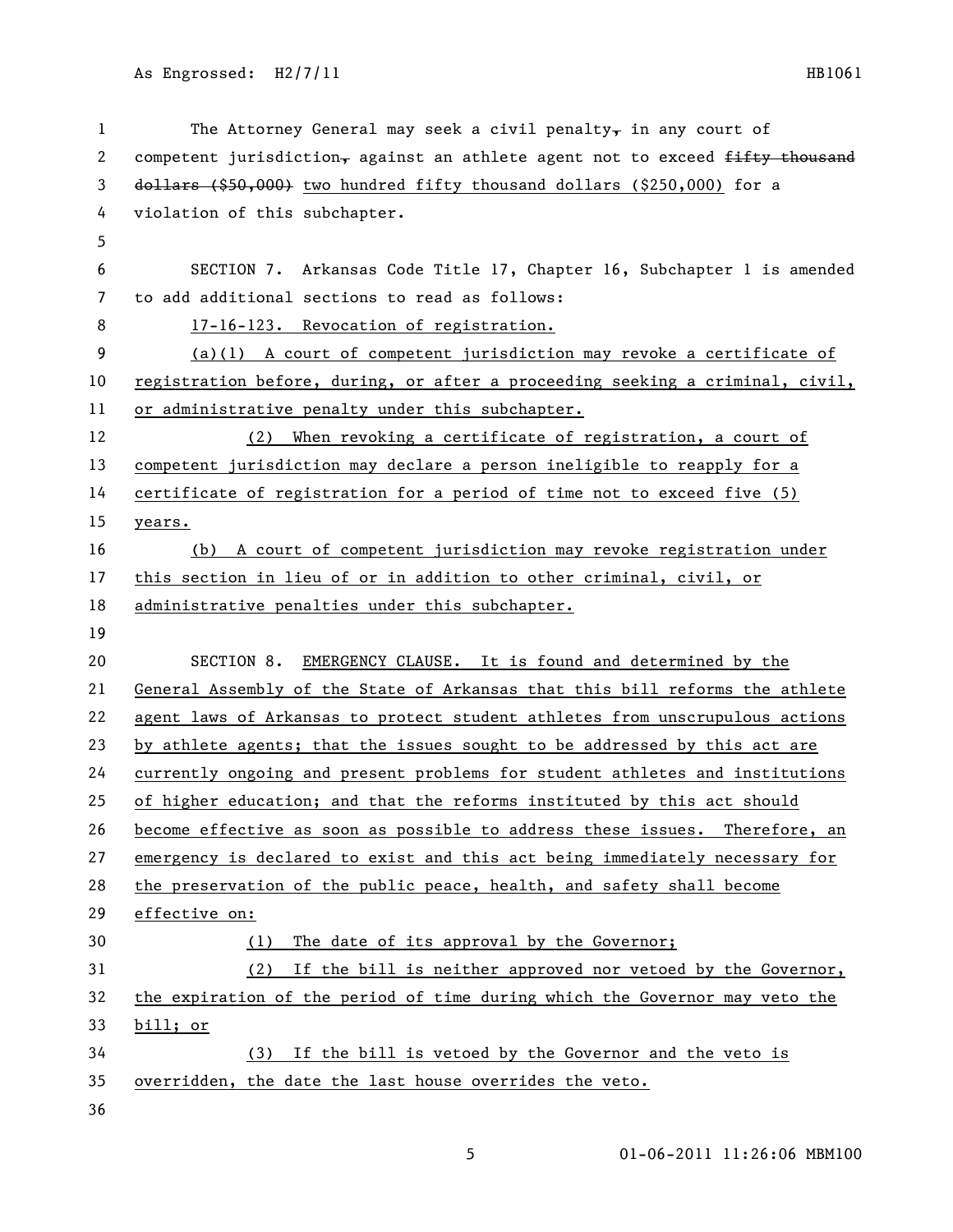The Attorney General may seek a civil penalty~~,~~ in any court of competent jurisdiction~~,~~ against an athlete agent not to exceed ~~fifty thousand dollars ($50,000)~~ two hundred fifty thousand dollars ($250,000) for a violation of this subchapter.

SECTION 7. Arkansas Code Title 17, Chapter 16, Subchapter 1 is amended to add additional sections to read as follows:

17-16-123. Revocation of registration.

(a)(1) A court of competent jurisdiction may revoke a certificate of registration before, during, or after a proceeding seeking a criminal, civil, or administrative penalty under this subchapter.

(2) When revoking a certificate of registration, a court of competent jurisdiction may declare a person ineligible to reapply for a certificate of registration for a period of time not to exceed five (5) years.

(b) A court of competent jurisdiction may revoke registration under this section in lieu of or in addition to other criminal, civil, or administrative penalties under this subchapter.

SECTION 8. EMERGENCY CLAUSE. It is found and determined by the General Assembly of the State of Arkansas that this bill reforms the athlete agent laws of Arkansas to protect student athletes from unscrupulous actions by athlete agents; that the issues sought to be addressed by this act are currently ongoing and present problems for student athletes and institutions of higher education; and that the reforms instituted by this act should become effective as soon as possible to address these issues. Therefore, an emergency is declared to exist and this act being immediately necessary for the preservation of the public peace, health, and safety shall become effective on:

(1) The date of its approval by the Governor;

(2) If the bill is neither approved nor vetoed by the Governor, the expiration of the period of time during which the Governor may veto the bill; or

(3) If the bill is vetoed by the Governor and the veto is overridden, the date the last house overrides the veto.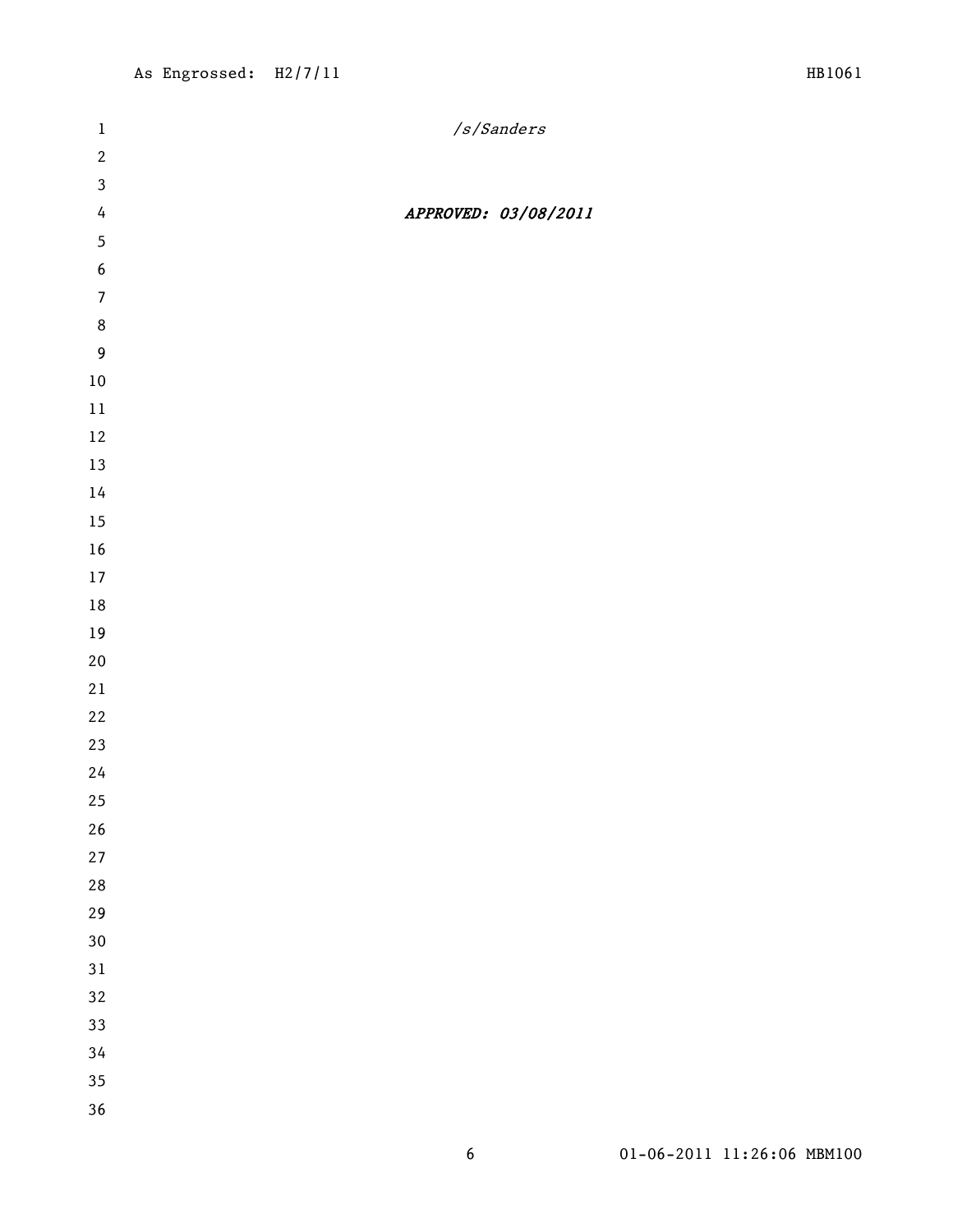*/s/Sanders*

***APPROVED: 03/08/2011***